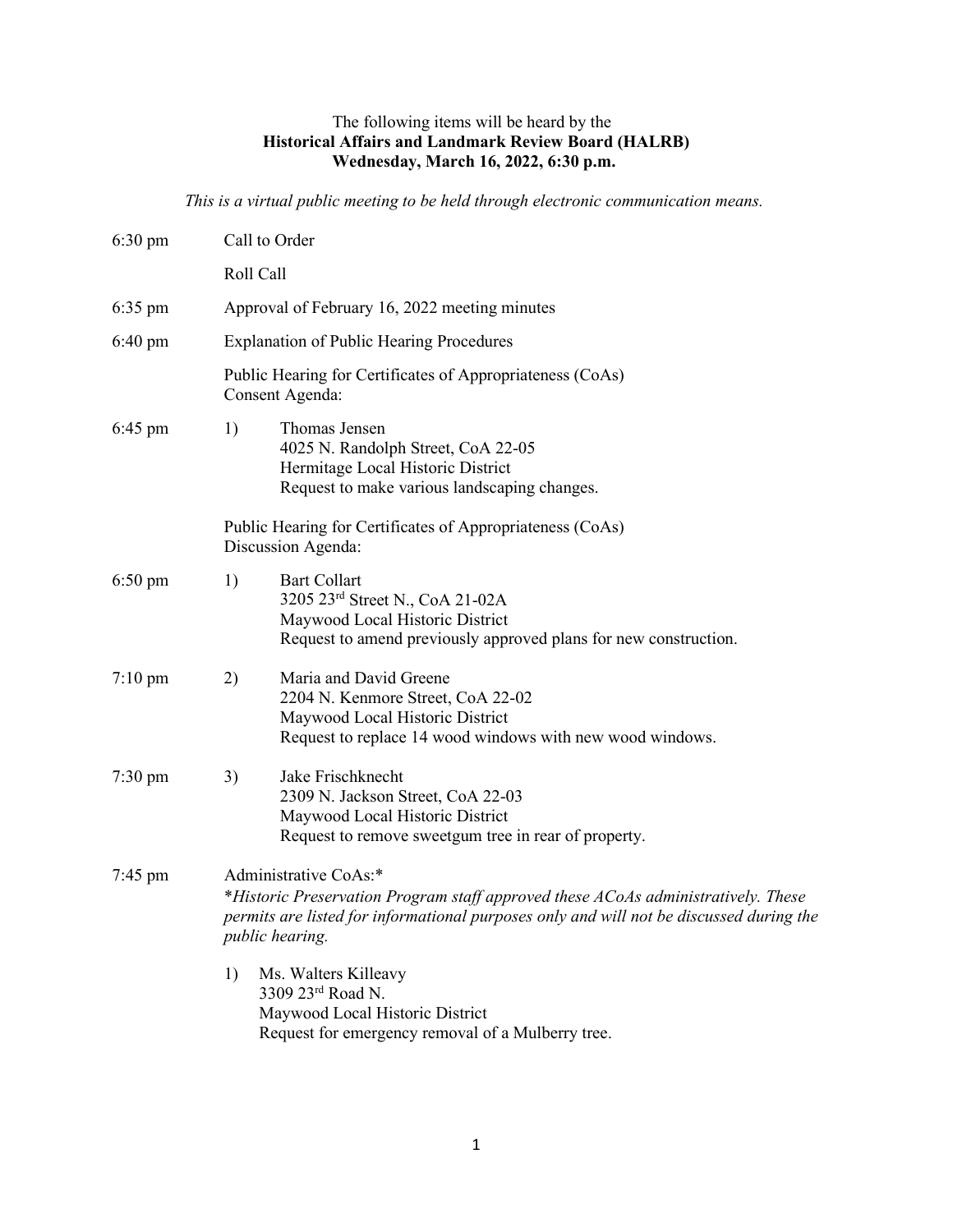The following items will be heard by the
**Historical Affairs and Landmark Review Board (HALRB)**
**Wednesday, March 16, 2022, 6:30 p.m.**

*This is a virtual public meeting to be held through electronic communication means.*

6:30 pm Call to Order

Roll Call

6:35 pm Approval of February 16, 2022 meeting minutes

6:40 pm Explanation of Public Hearing Procedures

Public Hearing for Certificates of Appropriateness (CoAs)
Consent Agenda:

6:45 pm 1) Thomas Jensen
4025 N. Randolph Street, CoA 22-05
Hermitage Local Historic District
Request to make various landscaping changes.

Public Hearing for Certificates of Appropriateness (CoAs)
Discussion Agenda:

6:50 pm 1) Bart Collart
3205 23rd Street N., CoA 21-02A
Maywood Local Historic District
Request to amend previously approved plans for new construction.

7:10 pm 2) Maria and David Greene
2204 N. Kenmore Street, CoA 22-02
Maywood Local Historic District
Request to replace 14 wood windows with new wood windows.

7:30 pm 3) Jake Frischknecht
2309 N. Jackson Street, CoA 22-03
Maywood Local Historic District
Request to remove sweetgum tree in rear of property.

7:45 pm Administrative CoAs:*
**Historic Preservation Program staff approved these ACoAs administratively. These permits are listed for informational purposes only and will not be discussed during the public hearing.*

1) Ms. Walters Killeavy
3309 23rd Road N.
Maywood Local Historic District
Request for emergency removal of a Mulberry tree.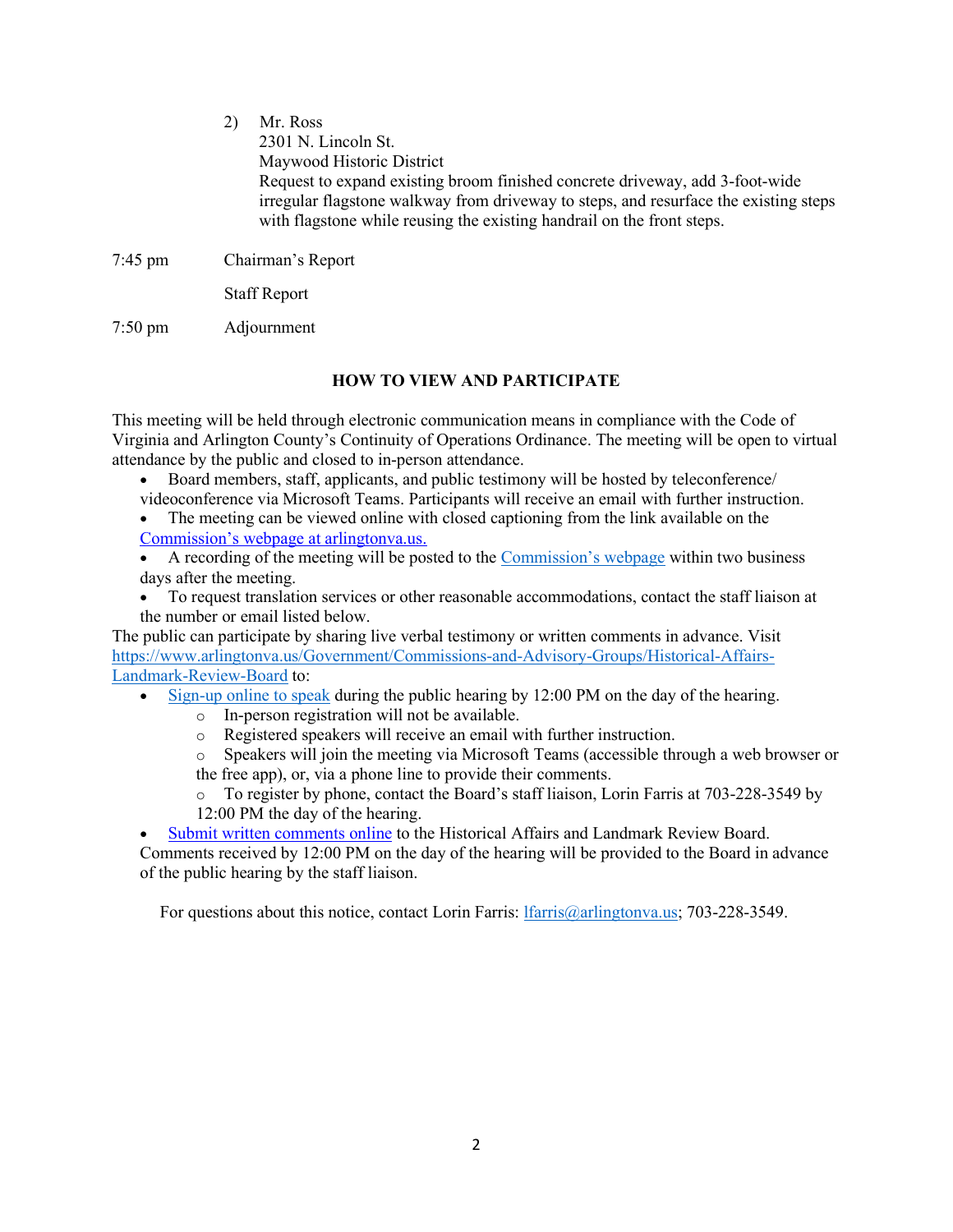2) Mr. Ross
   2301 N. Lincoln St.
   Maywood Historic District
   Request to expand existing broom finished concrete driveway, add 3-foot-wide irregular flagstone walkway from driveway to steps, and resurface the existing steps with flagstone while reusing the existing handrail on the front steps.

7:45 pm Chairman's Report

Staff Report

7:50 pm Adjournment

**HOW TO VIEW AND PARTICIPATE**

This meeting will be held through electronic communication means in compliance with the Code of Virginia and Arlington County's Continuity of Operations Ordinance. The meeting will be open to virtual attendance by the public and closed to in-person attendance.

- Board members, staff, applicants, and public testimony will be hosted by teleconference/ videoconference via Microsoft Teams. Participants will receive an email with further instruction.
- The meeting can be viewed online with closed captioning from the link available on the Commission's webpage at arlingtonva.us.
- A recording of the meeting will be posted to the Commission's webpage within two business days after the meeting.
- To request translation services or other reasonable accommodations, contact the staff liaison at the number or email listed below.

The public can participate by sharing live verbal testimony or written comments in advance. Visit https://www.arlingtonva.us/Government/Commissions-and-Advisory-Groups/Historical-Affairs-Landmark-Review-Board to:

- Sign-up online to speak during the public hearing by 12:00 PM on the day of the hearing.
  - In-person registration will not be available.
  - Registered speakers will receive an email with further instruction.
  - Speakers will join the meeting via Microsoft Teams (accessible through a web browser or the free app), or, via a phone line to provide their comments.
  - To register by phone, contact the Board's staff liaison, Lorin Farris at 703-228-3549 by 12:00 PM the day of the hearing.
- Submit written comments online to the Historical Affairs and Landmark Review Board. Comments received by 12:00 PM on the day of the hearing will be provided to the Board in advance of the public hearing by the staff liaison.

For questions about this notice, contact Lorin Farris: lfarris@arlingtonva.us; 703-228-3549.